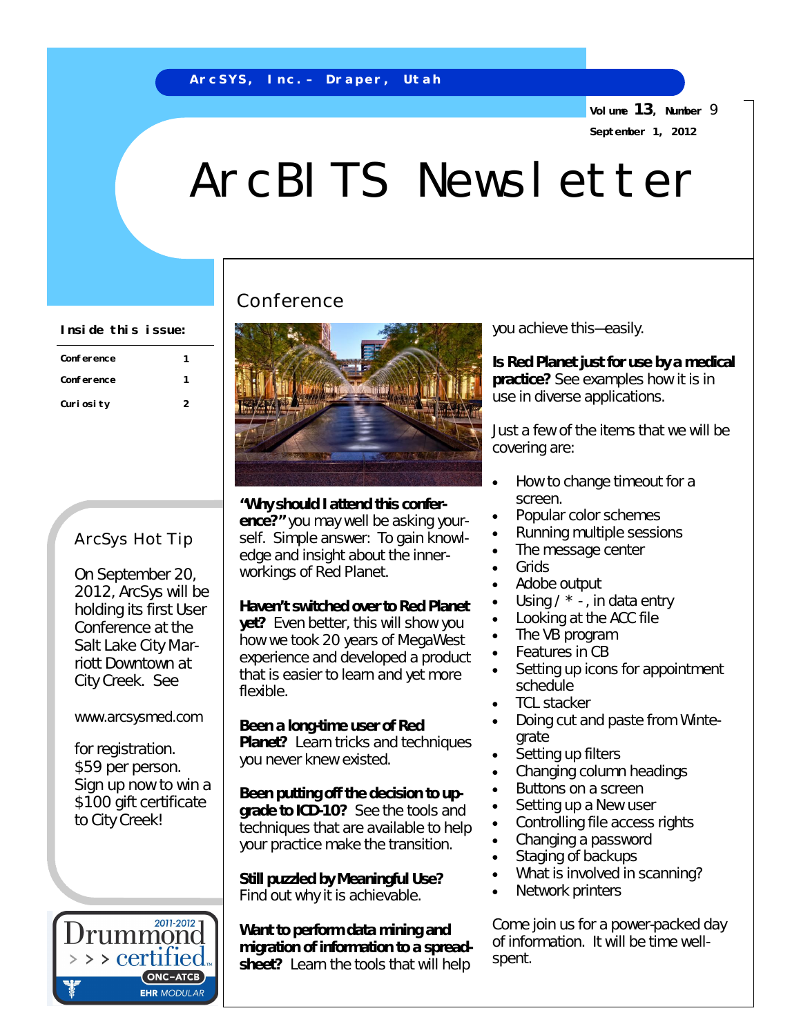ArcSYS, Inc.– Draper, Utah

Volume 13, Number 9

September 1, 2012

# ArcBITS Newsletter

**Inside this issue:**

| | |
|---|---|
| Conference | 1 |
| Conference | 1 |
| Curiosity | 2 |

## ArcSys Hot Tip

On September 20, 2012, ArcSys will be holding its first User Conference at the Salt Lake City Marriott Downtown at City Creek. See

www.arcsysmed.com

for registration. $59 per person. Sign up now to win a $100 gift certificate to City Creek!

## Conference

**"Why should I attend this conference?"** you may well be asking yourself. Simple answer: To gain knowledge and insight about the inner-workings of Red Planet.

**Haven't switched over to Red Planet yet?** Even better, this will show you how we took 20 years of MegaWest experience and developed a product that is easier to learn and yet more flexible.

**Been a long-time user of Red Planet?** Learn tricks and techniques you never knew existed.

**Been putting off the decision to upgrade to ICD-10?** See the tools and techniques that are available to help your practice make the transition.

**Still puzzled by Meaningful Use?** Find out why it is achievable.

**Want to perform data mining and migration of information to a spreadsheet?** Learn the tools that will help you achieve this—easily.

**Is Red Planet just for use by a medical practice?** See examples how it is in use in diverse applications.

Just a few of the items that we will be covering are:

- How to change timeout for a screen.
- Popular color schemes
- Running multiple sessions
- The message center
- Grids
- Adobe output
- Using / * - , in data entry
- Looking at the ACC file
- The VB program
- Features in CB
- Setting up icons for appointment schedule
- TCL stacker
- Doing cut and paste from Wintegrate
- Setting up filters
- Changing column headings
- Buttons on a screen
- Setting up a New user
- Controlling file access rights
- Changing a password
- Staging of backups
- What is involved in scanning?
- Network printers

Come join us for a power-packed day of information. It will be time well-spent.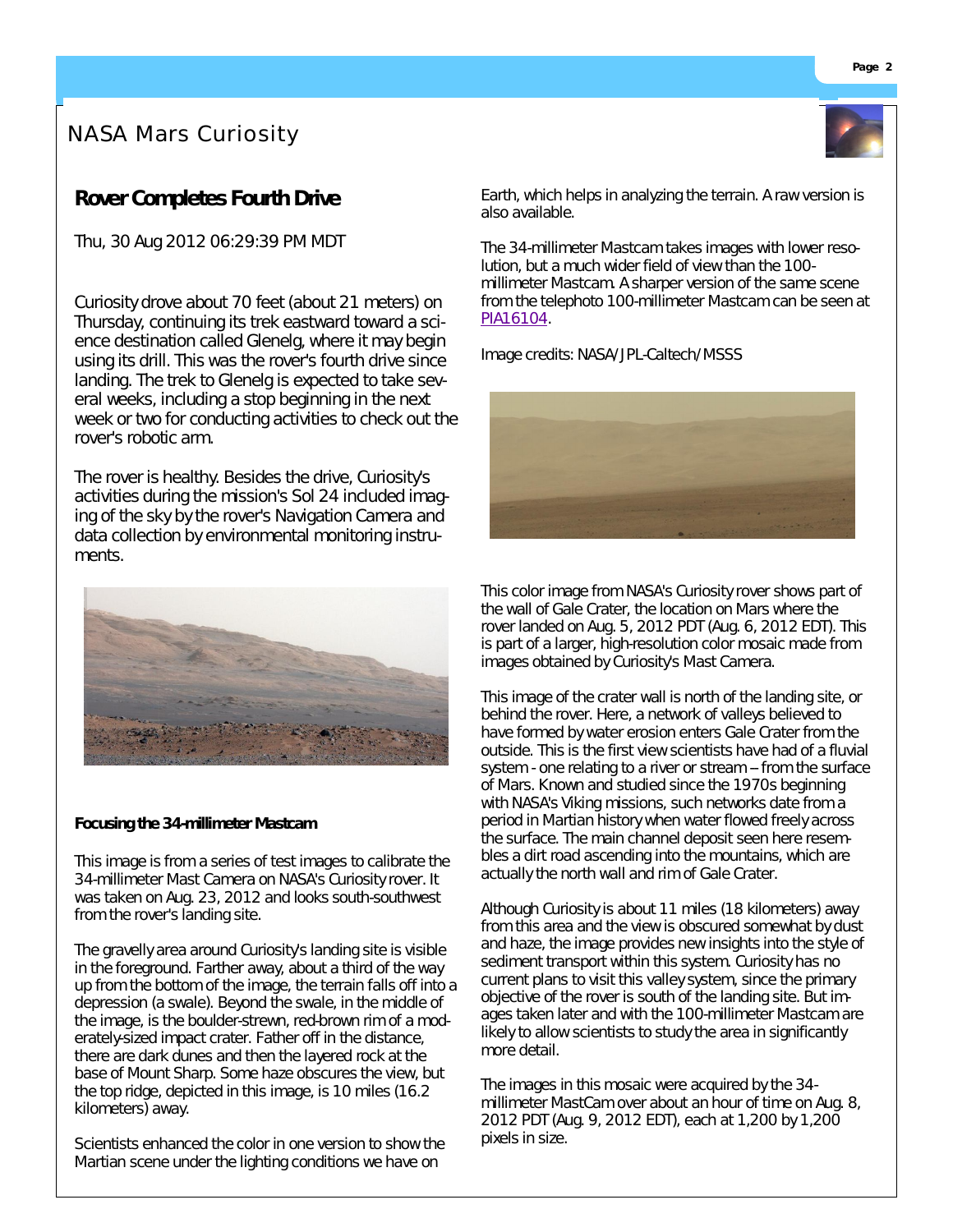## NASA Mars Curiosity

### Rover Completes Fourth Drive

Thu, 30 Aug 2012 06:29:39 PM MDT

Curiosity drove about 70 feet (about 21 meters) on Thursday, continuing its trek eastward toward a science destination called Glenelg, where it may begin using its drill. This was the rover's fourth drive since landing. The trek to Glenelg is expected to take several weeks, including a stop beginning in the next week or two for conducting activities to check out the rover's robotic arm.

The rover is healthy. Besides the drive, Curiosity's activities during the mission's Sol 24 included imaging of the sky by the rover's Navigation Camera and data collection by environmental monitoring instruments.

**Focusing the 34-millimeter Mastcam**

This image is from a series of test images to calibrate the 34-millimeter Mast Camera on NASA's Curiosity rover. It was taken on Aug. 23, 2012 and looks south-southwest from the rover's landing site.

The gravelly area around Curiosity's landing site is visible in the foreground. Farther away, about a third of the way up from the bottom of the image, the terrain falls off into a depression (a swale). Beyond the swale, in the middle of the image, is the boulder-strewn, red-brown rim of a moderately-sized impact crater. Father off in the distance, there are dark dunes and then the layered rock at the base of Mount Sharp. Some haze obscures the view, but the top ridge, depicted in this image, is 10 miles (16.2 kilometers) away.

Scientists enhanced the color in one version to show the Martian scene under the lighting conditions we have on Earth, which helps in analyzing the terrain. A raw version is also available.

The 34-millimeter Mastcam takes images with lower resolution, but a much wider field of view than the 100-millimeter Mastcam. A sharper version of the same scene from the telephoto 100-millimeter Mastcam can be seen at PIA16104.

Image credits: NASA/JPL-Caltech/MSSS

This color image from NASA's Curiosity rover shows part of the wall of Gale Crater, the location on Mars where the rover landed on Aug. 5, 2012 PDT (Aug. 6, 2012 EDT). This is part of a larger, high-resolution color mosaic made from images obtained by Curiosity's Mast Camera.

This image of the crater wall is north of the landing site, or behind the rover. Here, a network of valleys believed to have formed by water erosion enters Gale Crater from the outside. This is the first view scientists have had of a fluvial system - one relating to a river or stream – from the surface of Mars. Known and studied since the 1970s beginning with NASA's Viking missions, such networks date from a period in Martian history when water flowed freely across the surface. The main channel deposit seen here resembles a dirt road ascending into the mountains, which are actually the north wall and rim of Gale Crater.

Although Curiosity is about 11 miles (18 kilometers) away from this area and the view is obscured somewhat by dust and haze, the image provides new insights into the style of sediment transport within this system. Curiosity has no current plans to visit this valley system, since the primary objective of the rover is south of the landing site. But images taken later and with the 100-millimeter Mastcam are likely to allow scientists to study the area in significantly more detail.

The images in this mosaic were acquired by the 34-millimeter MastCam over about an hour of time on Aug. 8, 2012 PDT (Aug. 9, 2012 EDT), each at 1,200 by 1,200 pixels in size.